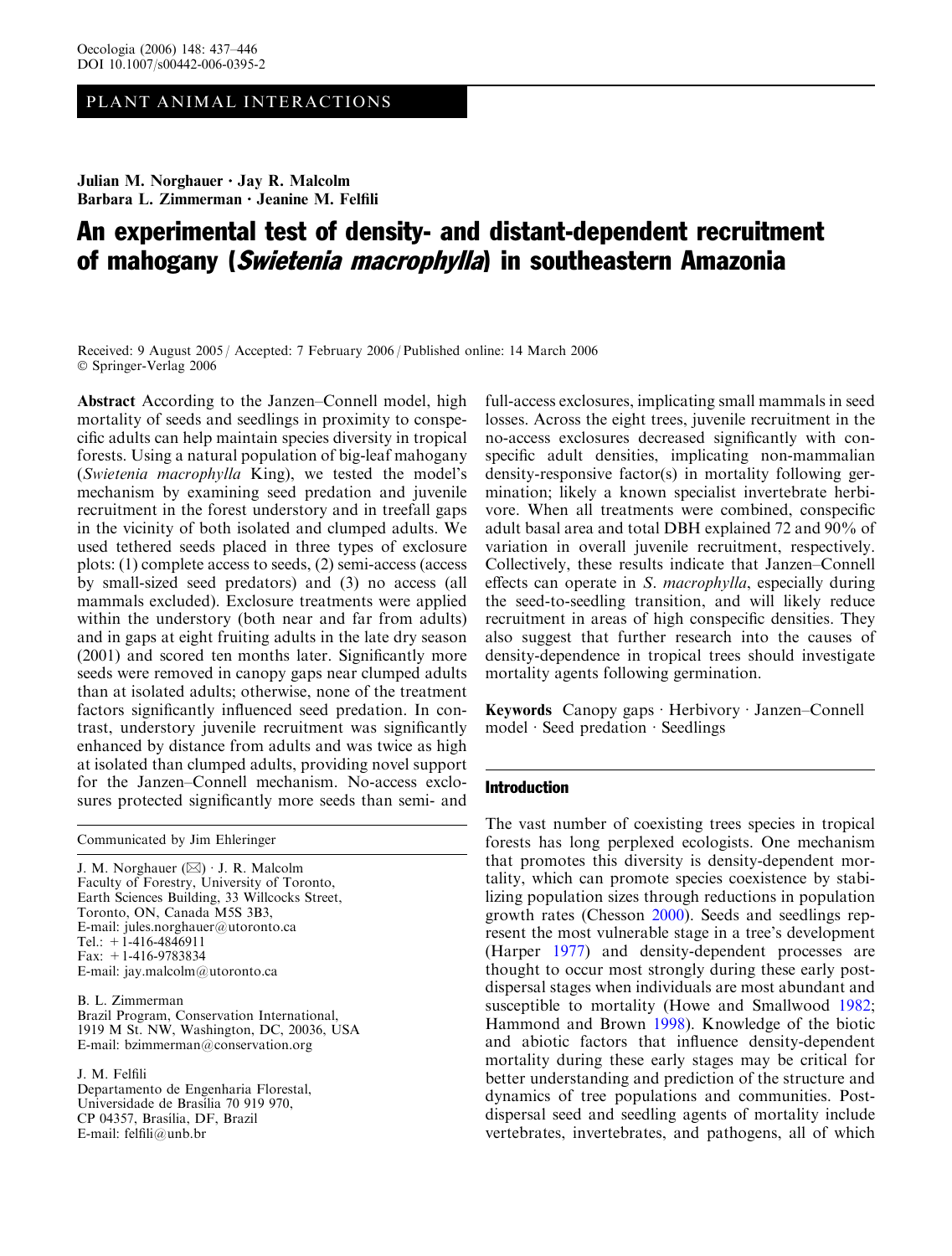PLANT ANIMAL INTERACTIONS

**Julian M. Norghauer · Jay R. Malcolm
Barbara L. Zimmerman · Jeanine M. Felfili**

# An experimental test of density- and distant-dependent recruitment of mahogany (*Swietenia macrophylla*) in southeastern Amazonia

Received: 9 August 2005 / Accepted: 7 February 2006 / Published online: 14 March 2006
© Springer-Verlag 2006

**Abstract** According to the Janzen–Connell model, high mortality of seeds and seedlings in proximity to conspecific adults can help maintain species diversity in tropical forests. Using a natural population of big-leaf mahogany (*Swietenia macrophylla* King), we tested the model's mechanism by examining seed predation and juvenile recruitment in the forest understory and in treefall gaps in the vicinity of both isolated and clumped adults. We used tethered seeds placed in three types of exclosure plots: (1) complete access to seeds, (2) semi-access (access by small-sized seed predators) and (3) no access (all mammals excluded). Exclosure treatments were applied within the understory (both near and far from adults) and in gaps at eight fruiting adults in the late dry season (2001) and scored ten months later. Significantly more seeds were removed in canopy gaps near clumped adults than at isolated adults; otherwise, none of the treatment factors significantly influenced seed predation. In contrast, understory juvenile recruitment was significantly enhanced by distance from adults and was twice as high at isolated than clumped adults, providing novel support for the Janzen–Connell mechanism. No-access exclosures protected significantly more seeds than semi- and full-access exclosures, implicating small mammals in seed losses. Across the eight trees, juvenile recruitment in the no-access exclosures decreased significantly with conspecific adult densities, implicating non-mammalian density-responsive factor(s) in mortality following germination; likely a known specialist invertebrate herbivore. When all treatments were combined, conspecific adult basal area and total DBH explained 72 and 90% of variation in overall juvenile recruitment, respectively. Collectively, these results indicate that Janzen–Connell effects can operate in *S. macrophylla*, especially during the seed-to-seedling transition, and will likely reduce recruitment in areas of high conspecific densities. They also suggest that further research into the causes of density-dependence in tropical trees should investigate mortality agents following germination.

**Keywords** Canopy gaps · Herbivory · Janzen–Connell model · Seed predation · Seedlings

Communicated by Jim Ehleringer

J. M. Norghauer (✉) · J. R. Malcolm
Faculty of Forestry, University of Toronto,
Earth Sciences Building, 33 Willcocks Street,
Toronto, ON, Canada M5S 3B3,
E-mail: jules.norghauer@utoronto.ca
Tel.: +1-416-4846911
Fax: +1-416-9783834
E-mail: jay.malcolm@utoronto.ca

B. L. Zimmerman
Brazil Program, Conservation International,
1919 M St. NW, Washington, DC, 20036, USA
E-mail: bzimmerman@conservation.org

J. M. Felfili
Departamento de Engenharia Florestal,
Universidade de Brasília 70 919 970,
CP 04357, Brasília, DF, Brazil
E-mail: felfili@unb.br

## Introduction

The vast number of coexisting trees species in tropical forests has long perplexed ecologists. One mechanism that promotes this diversity is density-dependent mortality, which can promote species coexistence by stabilizing population sizes through reductions in population growth rates (Chesson 2000). Seeds and seedlings represent the most vulnerable stage in a tree's development (Harper 1977) and density-dependent processes are thought to occur most strongly during these early post-dispersal stages when individuals are most abundant and susceptible to mortality (Howe and Smallwood 1982; Hammond and Brown 1998). Knowledge of the biotic and abiotic factors that influence density-dependent mortality during these early stages may be critical for better understanding and prediction of the structure and dynamics of tree populations and communities. Post-dispersal seed and seedling agents of mortality include vertebrates, invertebrates, and pathogens, all of which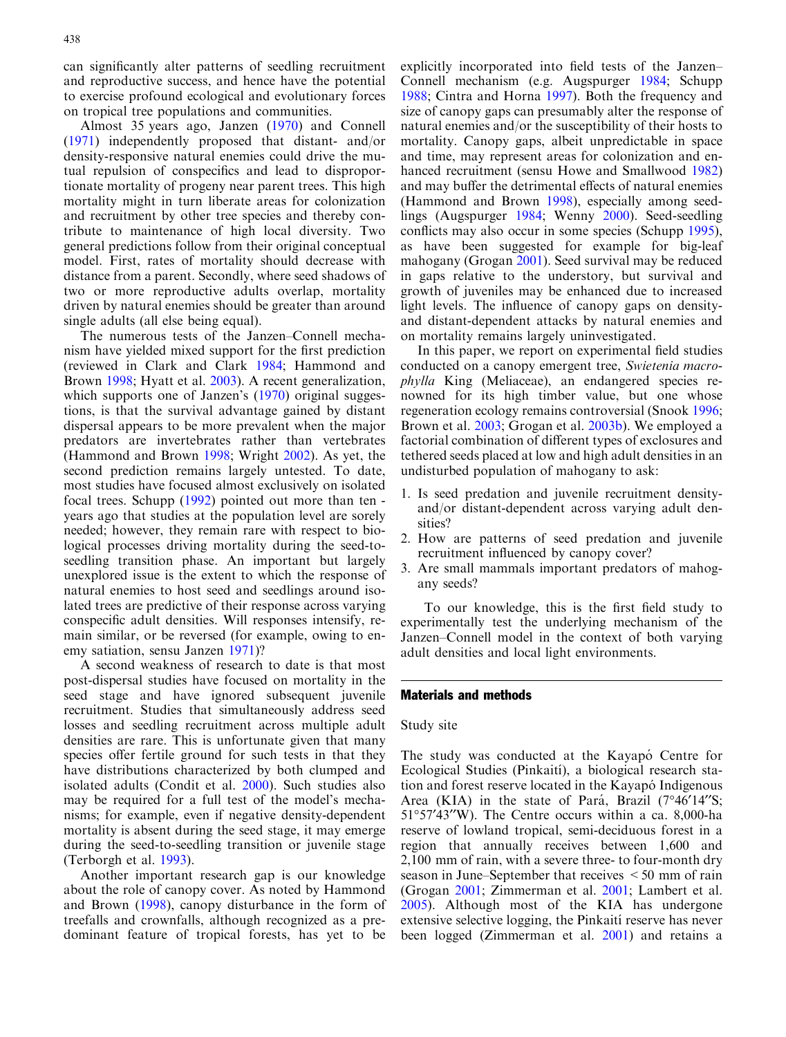can significantly alter patterns of seedling recruitment and reproductive success, and hence have the potential to exercise profound ecological and evolutionary forces on tropical tree populations and communities.

Almost 35 years ago, Janzen (1970) and Connell (1971) independently proposed that distant- and/or density-responsive natural enemies could drive the mutual repulsion of conspecifics and lead to disproportionate mortality of progeny near parent trees. This high mortality might in turn liberate areas for colonization and recruitment by other tree species and thereby contribute to maintenance of high local diversity. Two general predictions follow from their original conceptual model. First, rates of mortality should decrease with distance from a parent. Secondly, where seed shadows of two or more reproductive adults overlap, mortality driven by natural enemies should be greater than around single adults (all else being equal).

The numerous tests of the Janzen–Connell mechanism have yielded mixed support for the first prediction (reviewed in Clark and Clark 1984; Hammond and Brown 1998; Hyatt et al. 2003). A recent generalization, which supports one of Janzen's (1970) original suggestions, is that the survival advantage gained by distant dispersal appears to be more prevalent when the major predators are invertebrates rather than vertebrates (Hammond and Brown 1998; Wright 2002). As yet, the second prediction remains largely untested. To date, most studies have focused almost exclusively on isolated focal trees. Schupp (1992) pointed out more than ten years ago that studies at the population level are sorely needed; however, they remain rare with respect to biological processes driving mortality during the seed-to-seedling transition phase. An important but largely unexplored issue is the extent to which the response of natural enemies to host seed and seedlings around isolated trees are predictive of their response across varying conspecific adult densities. Will responses intensify, remain similar, or be reversed (for example, owing to enemy satiation, sensu Janzen 1971)?

A second weakness of research to date is that most post-dispersal studies have focused on mortality in the seed stage and have ignored subsequent juvenile recruitment. Studies that simultaneously address seed losses and seedling recruitment across multiple adult densities are rare. This is unfortunate given that many species offer fertile ground for such tests in that they have distributions characterized by both clumped and isolated adults (Condit et al. 2000). Such studies also may be required for a full test of the model's mechanisms; for example, even if negative density-dependent mortality is absent during the seed stage, it may emerge during the seed-to-seedling transition or juvenile stage (Terborgh et al. 1993).

Another important research gap is our knowledge about the role of canopy cover. As noted by Hammond and Brown (1998), canopy disturbance in the form of treefalls and crownfalls, although recognized as a predominant feature of tropical forests, has yet to be explicitly incorporated into field tests of the Janzen–Connell mechanism (e.g. Augspurger 1984; Schupp 1988; Cintra and Horna 1997). Both the frequency and size of canopy gaps can presumably alter the response of natural enemies and/or the susceptibility of their hosts to mortality. Canopy gaps, albeit unpredictable in space and time, may represent areas for colonization and enhanced recruitment (sensu Howe and Smallwood 1982) and may buffer the detrimental effects of natural enemies (Hammond and Brown 1998), especially among seedlings (Augspurger 1984; Wenny 2000). Seed-seedling conflicts may also occur in some species (Schupp 1995), as have been suggested for example for big-leaf mahogany (Grogan 2001). Seed survival may be reduced in gaps relative to the understory, but survival and growth of juveniles may be enhanced due to increased light levels. The influence of canopy gaps on density- and distant-dependent attacks by natural enemies and on mortality remains largely uninvestigated.

In this paper, we report on experimental field studies conducted on a canopy emergent tree, *Swietenia macrophylla* King (Meliaceae), an endangered species renowned for its high timber value, but one whose regeneration ecology remains controversial (Snook 1996; Brown et al. 2003; Grogan et al. 2003b). We employed a factorial combination of different types of exclosures and tethered seeds placed at low and high adult densities in an undisturbed population of mahogany to ask:

1. Is seed predation and juvenile recruitment density- and/or distant-dependent across varying adult densities?
2. How are patterns of seed predation and juvenile recruitment influenced by canopy cover?
3. Are small mammals important predators of mahogany seeds?

To our knowledge, this is the first field study to experimentally test the underlying mechanism of the Janzen–Connell model in the context of both varying adult densities and local light environments.

## Materials and methods

### Study site

The study was conducted at the Kayapó Centre for Ecological Studies (Pinkaití), a biological research station and forest reserve located in the Kayapó Indigenous Area (KIA) in the state of Pará, Brazil (7°46′14″S; 51°57′43″W). The Centre occurs within a ca. 8,000-ha reserve of lowland tropical, semi-deciduous forest in a region that annually receives between 1,600 and 2,100 mm of rain, with a severe three- to four-month dry season in June–September that receives < 50 mm of rain (Grogan 2001; Zimmerman et al. 2001; Lambert et al. 2005). Although most of the KIA has undergone extensive selective logging, the Pinkaití reserve has never been logged (Zimmerman et al. 2001) and retains a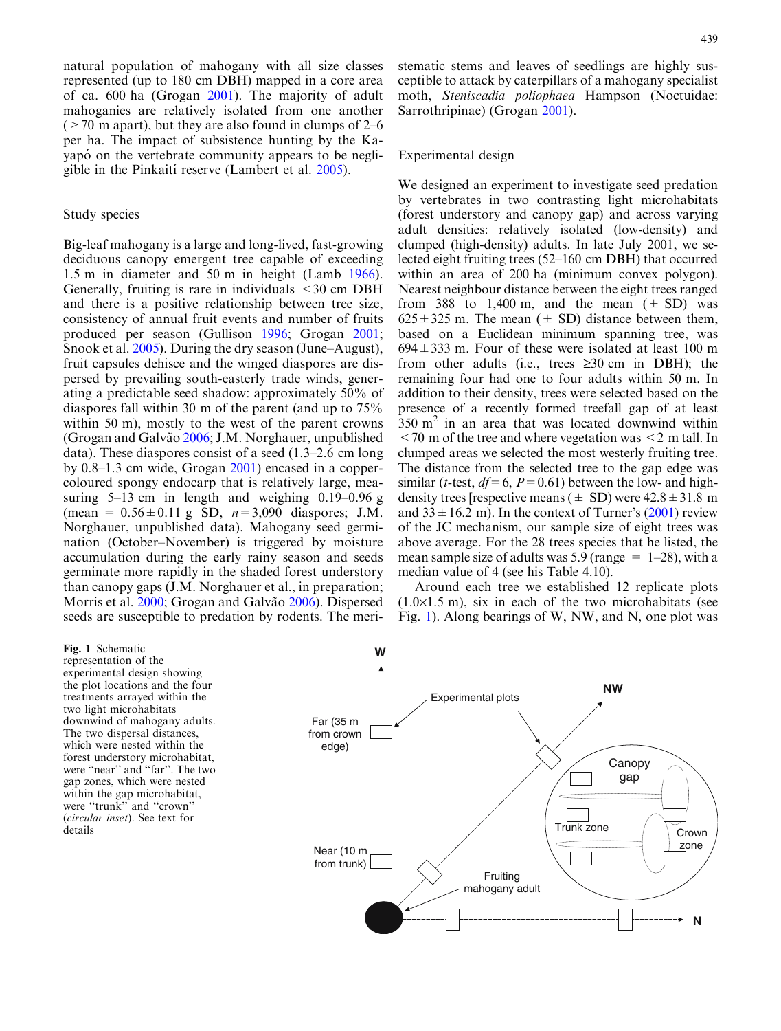natural population of mahogany with all size classes represented (up to 180 cm DBH) mapped in a core area of ca. 600 ha (Grogan 2001). The majority of adult mahoganies are relatively isolated from one another (>70 m apart), but they are also found in clumps of 2–6 per ha. The impact of subsistence hunting by the Kayapó on the vertebrate community appears to be negligible in the Pinkaití reserve (Lambert et al. 2005).

## Study species

Big-leaf mahogany is a large and long-lived, fast-growing deciduous canopy emergent tree capable of exceeding 1.5 m in diameter and 50 m in height (Lamb 1966). Generally, fruiting is rare in individuals <30 cm DBH and there is a positive relationship between tree size, consistency of annual fruit events and number of fruits produced per season (Gullison 1996; Grogan 2001; Snook et al. 2005). During the dry season (June–August), fruit capsules dehisce and the winged diaspores are dispersed by prevailing south-easterly trade winds, generating a predictable seed shadow: approximately 50% of diaspores fall within 30 m of the parent (and up to 75% within 50 m), mostly to the west of the parent crowns (Grogan and Galvão 2006; J.M. Norghauer, unpublished data). These diaspores consist of a seed (1.3–2.6 cm long by 0.8–1.3 cm wide, Grogan 2001) encased in a copper-coloured spongy endocarp that is relatively large, measuring 5–13 cm in length and weighing 0.19–0.96 g (mean = 0.56±0.11 g SD, $n$=3,090 diaspores; J.M. Norghauer, unpublished data). Mahogany seed germination (October–November) is triggered by moisture accumulation during the early rainy season and seeds germinate more rapidly in the shaded forest understory than canopy gaps (J.M. Norghauer et al., in preparation; Morris et al. 2000; Grogan and Galvão 2006). Dispersed seeds are susceptible to predation by rodents. The meristematic stems and leaves of seedlings are highly susceptible to attack by caterpillars of a mahogany specialist moth, *Steniscadia poliophaea* Hampson (Noctuidae: Sarrothripinae) (Grogan 2001).

## Experimental design

We designed an experiment to investigate seed predation by vertebrates in two contrasting light microhabitats (forest understory and canopy gap) and across varying adult densities: relatively isolated (low-density) and clumped (high-density) adults. In late July 2001, we selected eight fruiting trees (52–160 cm DBH) that occurred within an area of 200 ha (minimum convex polygon). Nearest neighbour distance between the eight trees ranged from 388 to 1,400 m, and the mean (±SD) was 625±325 m. The mean (±SD) distance between them, based on a Euclidean minimum spanning tree, was 694±333 m. Four of these were isolated at least 100 m from other adults (i.e., trees ≥30 cm in DBH); the remaining four had one to four adults within 50 m. In addition to their density, trees were selected based on the presence of a recently formed treefall gap of at least 350 m$^2$ in an area that was located downwind within <70 m of the tree and where vegetation was <2 m tall. In clumped areas we selected the most westerly fruiting tree. The distance from the selected tree to the gap edge was similar ($t$-test, $df$=6, $P$=0.61) between the low- and high-density trees [respective means (±SD) were 42.8±31.8 m and 33±16.2 m). In the context of Turner's (2001) review of the JC mechanism, our sample size of eight trees was above average. For the 28 trees species that he listed, the mean sample size of adults was 5.9 (range = 1–28), with a median value of 4 (see his Table 4.10).

Around each tree we established 12 replicate plots (1.0×1.5 m), six in each of the two microhabitats (see Fig. 1). Along bearings of W, NW, and N, one plot was

**Fig. 1** Schematic representation of the experimental design showing the plot locations and the four treatments arrayed within the two light microhabitats downwind of mahogany adults. The two dispersal distances, which were nested within the forest understory microhabitat, were "near" and "far". The two gap zones, which were nested within the gap microhabitat, were "trunk" and "crown" (*circular inset*). See text for details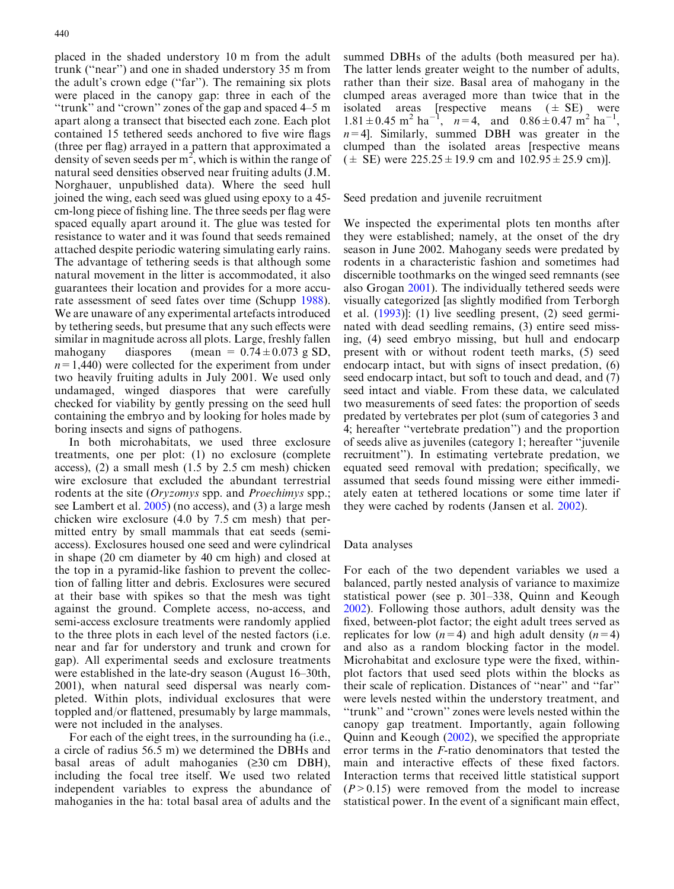placed in the shaded understory 10 m from the adult trunk ("near") and one in shaded understory 35 m from the adult's crown edge ("far"). The remaining six plots were placed in the canopy gap: three in each of the "trunk" and "crown" zones of the gap and spaced 4–5 m apart along a transect that bisected each zone. Each plot contained 15 tethered seeds anchored to five wire flags (three per flag) arrayed in a pattern that approximated a density of seven seeds per $m^2$, which is within the range of natural seed densities observed near fruiting adults (J.M. Norghauer, unpublished data). Where the seed hull joined the wing, each seed was glued using epoxy to a 45-cm-long piece of fishing line. The three seeds per flag were spaced equally apart around it. The glue was tested for resistance to water and it was found that seeds remained attached despite periodic watering simulating early rains. The advantage of tethering seeds is that although some natural movement in the litter is accommodated, it also guarantees their location and provides for a more accurate assessment of seed fates over time (Schupp 1988). We are unaware of any experimental artefacts introduced by tethering seeds, but presume that any such effects were similar in magnitude across all plots. Large, freshly fallen mahogany diaspores (mean $= 0.74 \pm 0.073$ g SD, $n = 1{,}440$) were collected for the experiment from under two heavily fruiting adults in July 2001. We used only undamaged, winged diaspores that were carefully checked for viability by gently pressing on the seed hull containing the embryo and by looking for holes made by boring insects and signs of pathogens.

In both microhabitats, we used three exclosure treatments, one per plot: (1) no exclosure (complete access), (2) a small mesh (1.5 by 2.5 cm mesh) chicken wire exclosure that excluded the abundant terrestrial rodents at the site (*Oryzomys* spp. and *Proechimys* spp.; see Lambert et al. 2005) (no access), and (3) a large mesh chicken wire exclosure (4.0 by 7.5 cm mesh) that permitted entry by small mammals that eat seeds (semi-access). Exclosures housed one seed and were cylindrical in shape (20 cm diameter by 40 cm high) and closed at the top in a pyramid-like fashion to prevent the collection of falling litter and debris. Exclosures were secured at their base with spikes so that the mesh was tight against the ground. Complete access, no-access, and semi-access exclosure treatments were randomly applied to the three plots in each level of the nested factors (i.e. near and far for understory and trunk and crown for gap). All experimental seeds and exclosure treatments were established in the late-dry season (August 16–30th, 2001), when natural seed dispersal was nearly completed. Within plots, individual exclosures that were toppled and/or flattened, presumably by large mammals, were not included in the analyses.

For each of the eight trees, in the surrounding ha (i.e., a circle of radius 56.5 m) we determined the DBHs and basal areas of adult mahoganies (≥30 cm DBH), including the focal tree itself. We used two related independent variables to express the abundance of mahoganies in the ha: total basal area of adults and the summed DBHs of the adults (both measured per ha). The latter lends greater weight to the number of adults, rather than their size. Basal area of mahogany in the clumped areas averaged more than twice that in the isolated areas [respective means ($\pm$ SE) were $1.81 \pm 0.45$ $m^2$ $ha^{-1}$, $n = 4$, and $0.86 \pm 0.47$ $m^2$ $ha^{-1}$, $n = 4$]. Similarly, summed DBH was greater in the clumped than the isolated areas [respective means ($\pm$ SE) were $225.25 \pm 19.9$ cm and $102.95 \pm 25.9$ cm)].

## Seed predation and juvenile recruitment

We inspected the experimental plots ten months after they were established; namely, at the onset of the dry season in June 2002. Mahogany seeds were predated by rodents in a characteristic fashion and sometimes had discernible toothmarks on the winged seed remnants (see also Grogan 2001). The individually tethered seeds were visually categorized [as slightly modified from Terborgh et al. (1993)]: (1) live seedling present, (2) seed germinated with dead seedling remains, (3) entire seed missing, (4) seed embryo missing, but hull and endocarp present with or without rodent teeth marks, (5) seed endocarp intact, but with signs of insect predation, (6) seed endocarp intact, but soft to touch and dead, and (7) seed intact and viable. From these data, we calculated two measurements of seed fates: the proportion of seeds predated by vertebrates per plot (sum of categories 3 and 4; hereafter "vertebrate predation") and the proportion of seeds alive as juveniles (category 1; hereafter "juvenile recruitment"). In estimating vertebrate predation, we equated seed removal with predation; specifically, we assumed that seeds found missing were either immediately eaten at tethered locations or some time later if they were cached by rodents (Jansen et al. 2002).

## Data analyses

For each of the two dependent variables we used a balanced, partly nested analysis of variance to maximize statistical power (see p. 301–338, Quinn and Keough 2002). Following those authors, adult density was the fixed, between-plot factor; the eight adult trees served as replicates for low ($n = 4$) and high adult density ($n = 4$) and also as a random blocking factor in the model. Microhabitat and exclosure type were the fixed, within-plot factors that used seed plots within the blocks as their scale of replication. Distances of "near" and "far" were levels nested within the understory treatment, and "trunk" and "crown" zones were levels nested within the canopy gap treatment. Importantly, again following Quinn and Keough (2002), we specified the appropriate error terms in the *F*-ratio denominators that tested the main and interactive effects of these fixed factors. Interaction terms that received little statistical support ($P > 0.15$) were removed from the model to increase statistical power. In the event of a significant main effect,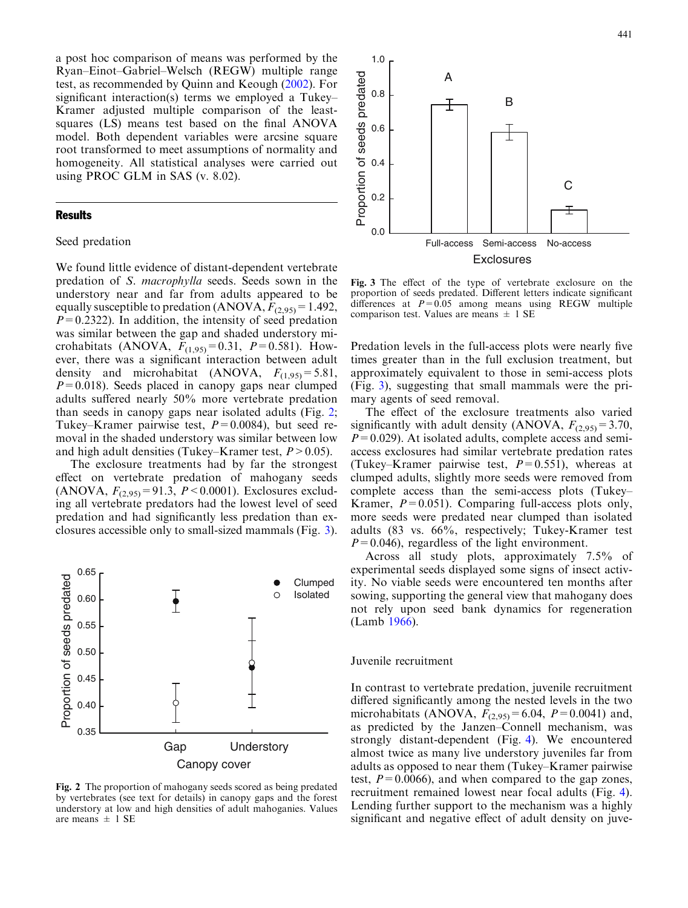a post hoc comparison of means was performed by the Ryan–Einot–Gabriel–Welsch (REGW) multiple range test, as recommended by Quinn and Keough (2002). For significant interaction(s) terms we employed a Tukey–Kramer adjusted multiple comparison of the least-squares (LS) means test based on the final ANOVA model. Both dependent variables were arcsine square root transformed to meet assumptions of normality and homogeneity. All statistical analyses were carried out using PROC GLM in SAS (v. 8.02).

## Results

### Seed predation

We found little evidence of distant-dependent vertebrate predation of *S. macrophylla* seeds. Seeds sown in the understory near and far from adults appeared to be equally susceptible to predation (ANOVA, $F_{(2,95)} = 1.492$, $P = 0.2322$). In addition, the intensity of seed predation was similar between the gap and shaded understory microhabitats (ANOVA, $F_{(1,95)} = 0.31$, $P = 0.581$). However, there was a significant interaction between adult density and microhabitat (ANOVA, $F_{(1,95)} = 5.81$, $P = 0.018$). Seeds placed in canopy gaps near clumped adults suffered nearly 50% more vertebrate predation than seeds in canopy gaps near isolated adults (Fig. 2; Tukey–Kramer pairwise test, $P = 0.0084$), but seed removal in the shaded understory was similar between low and high adult densities (Tukey–Kramer test, $P > 0.05$).

The exclosure treatments had by far the strongest effect on vertebrate predation of mahogany seeds (ANOVA, $F_{(2,95)} = 91.3$, $P < 0.0001$). Exclosures excluding all vertebrate predators had the lowest level of seed predation and had significantly less predation than exclosures accessible only to small-sized mammals (Fig. 3).

**Fig. 2** The proportion of mahogany seeds scored as being predated by vertebrates (see text for details) in canopy gaps and the forest understory at low and high densities of adult mahoganies. Values are means ± 1 SE

**Fig. 3** The effect of the type of vertebrate exclosure on the proportion of seeds predated. Different letters indicate significant differences at $P = 0.05$ among means using REGW multiple comparison test. Values are means ± 1 SE

Predation levels in the full-access plots were nearly five times greater than in the full exclusion treatment, but approximately equivalent to those in semi-access plots (Fig. 3), suggesting that small mammals were the primary agents of seed removal.

The effect of the exclosure treatments also varied significantly with adult density (ANOVA, $F_{(2,95)} = 3.70$, $P = 0.029$). At isolated adults, complete access and semi-access exclosures had similar vertebrate predation rates (Tukey–Kramer pairwise test, $P = 0.551$), whereas at clumped adults, slightly more seeds were removed from complete access than the semi-access plots (Tukey–Kramer, $P = 0.051$). Comparing full-access plots only, more seeds were predated near clumped than isolated adults (83 vs. 66%, respectively; Tukey-Kramer test $P = 0.046$), regardless of the light environment.

Across all study plots, approximately 7.5% of experimental seeds displayed some signs of insect activity. No viable seeds were encountered ten months after sowing, supporting the general view that mahogany does not rely upon seed bank dynamics for regeneration (Lamb 1966).

### Juvenile recruitment

In contrast to vertebrate predation, juvenile recruitment differed significantly among the nested levels in the two microhabitats (ANOVA, $F_{(2,95)} = 6.04$, $P = 0.0041$) and, as predicted by the Janzen–Connell mechanism, was strongly distant-dependent (Fig. 4). We encountered almost twice as many live understory juveniles far from adults as opposed to near them (Tukey–Kramer pairwise test, $P = 0.0066$), and when compared to the gap zones, recruitment remained lowest near focal adults (Fig. 4). Lending further support to the mechanism was a highly significant and negative effect of adult density on juve-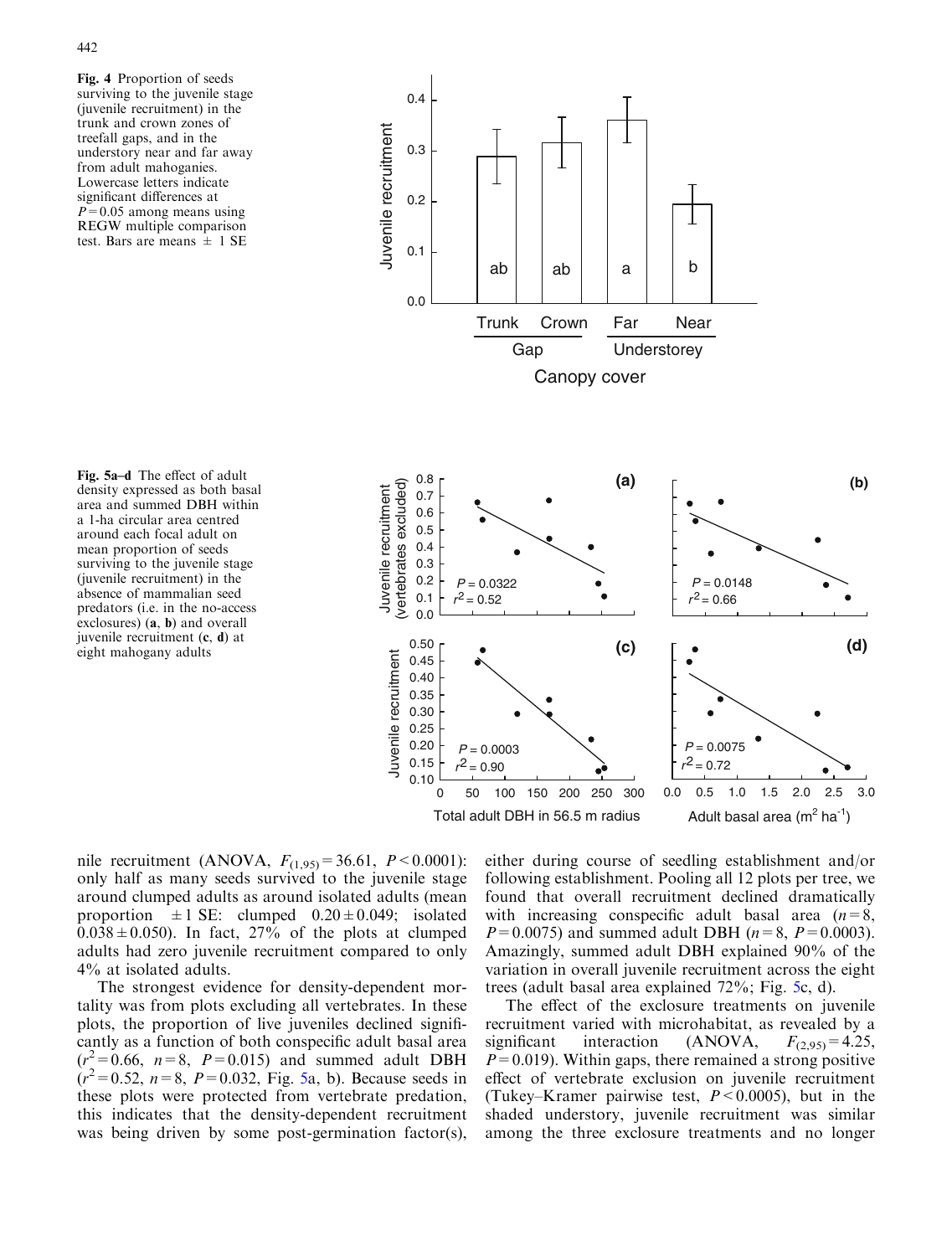**Fig. 4** Proportion of seeds surviving to the juvenile stage (juvenile recruitment) in the trunk and crown zones of treefall gaps, and in the understory near and far away from adult mahoganies. Lowercase letters indicate significant differences at $P = 0.05$ among means using REGW multiple comparison test. Bars are means ± 1 SE

**Fig. 5a–d** The effect of adult density expressed as both basal area and summed DBH within a 1-ha circular area centred around each focal adult on mean proportion of seeds surviving to the juvenile stage (juvenile recruitment) in the absence of mammalian seed predators (i.e. in the no-access exclosures) (**a**, **b**) and overall juvenile recruitment (**c**, **d**) at eight mahogany adults

nile recruitment (ANOVA, $F_{(1,95)} = 36.61$, $P < 0.0001$): only half as many seeds survived to the juvenile stage around clumped adults as around isolated adults (mean proportion ±1 SE: clumped $0.20 \pm 0.049$; isolated $0.038 \pm 0.050$). In fact, 27% of the plots at clumped adults had zero juvenile recruitment compared to only 4% at isolated adults.

The strongest evidence for density-dependent mortality was from plots excluding all vertebrates. In these plots, the proportion of live juveniles declined significantly as a function of both conspecific adult basal area ($r^2 = 0.66$, $n = 8$, $P = 0.015$) and summed adult DBH ($r^2 = 0.52$, $n = 8$, $P = 0.032$, Fig. 5a, b). Because seeds in these plots were protected from vertebrate predation, this indicates that the density-dependent recruitment was being driven by some post-germination factor(s), either during course of seedling establishment and/or following establishment. Pooling all 12 plots per tree, we found that overall recruitment declined dramatically with increasing conspecific adult basal area ($n = 8$, $P = 0.0075$) and summed adult DBH ($n = 8$, $P = 0.0003$). Amazingly, summed adult DBH explained 90% of the variation in overall juvenile recruitment across the eight trees (adult basal area explained 72%; Fig. 5c, d).

The effect of the exclosure treatments on juvenile recruitment varied with microhabitat, as revealed by a significant interaction (ANOVA, $F_{(2,95)} = 4.25$, $P = 0.019$). Within gaps, there remained a strong positive effect of vertebrate exclusion on juvenile recruitment (Tukey–Kramer pairwise test, $P < 0.0005$), but in the shaded understory, juvenile recruitment was similar among the three exclosure treatments and no longer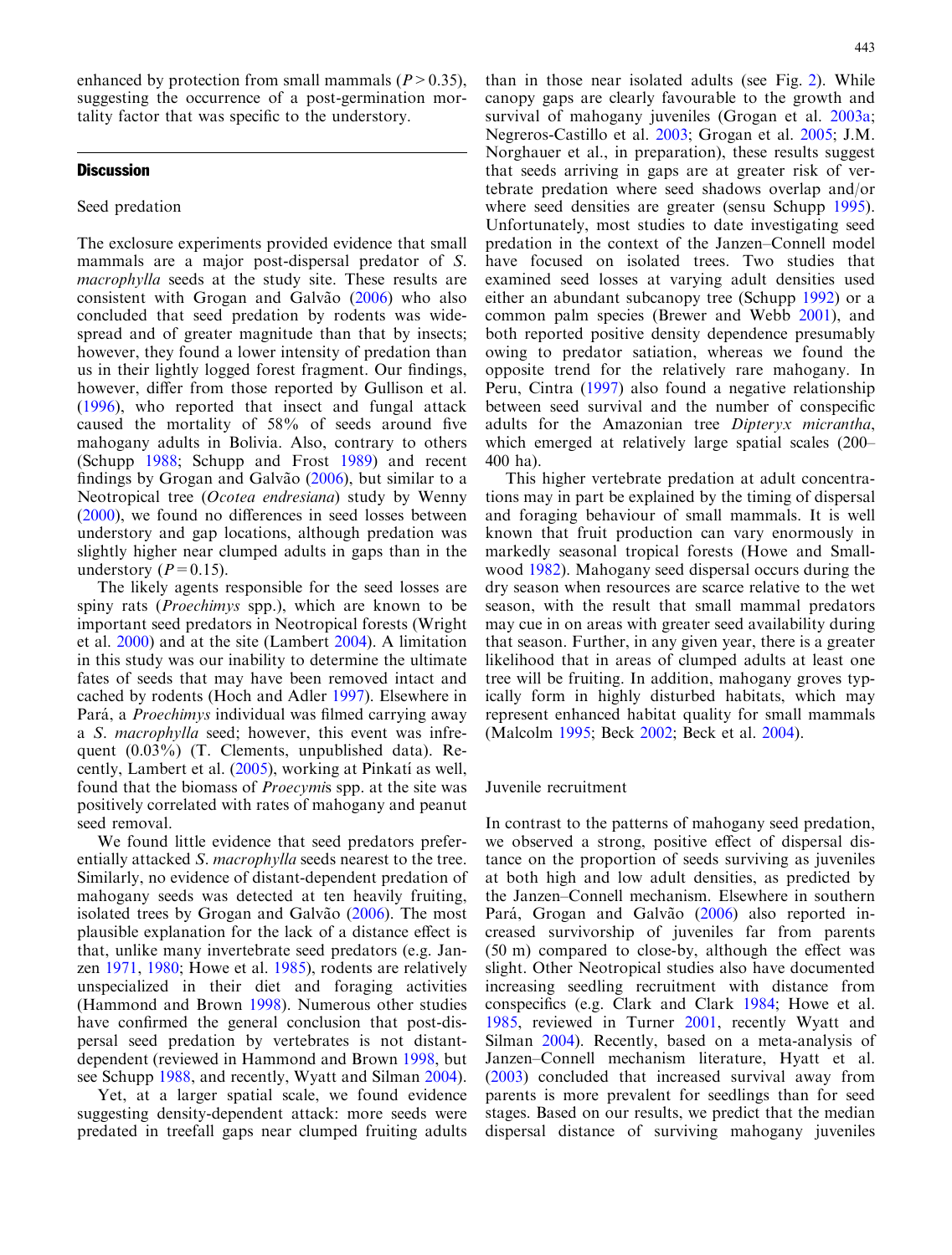enhanced by protection from small mammals ($P > 0.35$), suggesting the occurrence of a post-germination mortality factor that was specific to the understory.

## Discussion

### Seed predation

The exclosure experiments provided evidence that small mammals are a major post-dispersal predator of *S. macrophylla* seeds at the study site. These results are consistent with Grogan and Galvão (2006) who also concluded that seed predation by rodents was widespread and of greater magnitude than that by insects; however, they found a lower intensity of predation than us in their lightly logged forest fragment. Our findings, however, differ from those reported by Gullison et al. (1996), who reported that insect and fungal attack caused the mortality of 58% of seeds around five mahogany adults in Bolivia. Also, contrary to others (Schupp 1988; Schupp and Frost 1989) and recent findings by Grogan and Galvão (2006), but similar to a Neotropical tree (*Ocotea endresiana*) study by Wenny (2000), we found no differences in seed losses between understory and gap locations, although predation was slightly higher near clumped adults in gaps than in the understory ($P = 0.15$).

The likely agents responsible for the seed losses are spiny rats (*Proechimys* spp.), which are known to be important seed predators in Neotropical forests (Wright et al. 2000) and at the site (Lambert 2004). A limitation in this study was our inability to determine the ultimate fates of seeds that may have been removed intact and cached by rodents (Hoch and Adler 1997). Elsewhere in Pará, a *Proechimys* individual was filmed carrying away a *S. macrophylla* seed; however, this event was infrequent (0.03%) (T. Clements, unpublished data). Recently, Lambert et al. (2005), working at Pinkatí as well, found that the biomass of *Proecymis* spp. at the site was positively correlated with rates of mahogany and peanut seed removal.

We found little evidence that seed predators preferentially attacked *S. macrophylla* seeds nearest to the tree. Similarly, no evidence of distant-dependent predation of mahogany seeds was detected at ten heavily fruiting, isolated trees by Grogan and Galvão (2006). The most plausible explanation for the lack of a distance effect is that, unlike many invertebrate seed predators (e.g. Janzen 1971, 1980; Howe et al. 1985), rodents are relatively unspecialized in their diet and foraging activities (Hammond and Brown 1998). Numerous other studies have confirmed the general conclusion that post-dispersal seed predation by vertebrates is not distant-dependent (reviewed in Hammond and Brown 1998, but see Schupp 1988, and recently, Wyatt and Silman 2004).

Yet, at a larger spatial scale, we found evidence suggesting density-dependent attack: more seeds were predated in treefall gaps near clumped fruiting adults than in those near isolated adults (see Fig. 2). While canopy gaps are clearly favourable to the growth and survival of mahogany juveniles (Grogan et al. 2003a; Negreros-Castillo et al. 2003; Grogan et al. 2005; J.M. Norghauer et al., in preparation), these results suggest that seeds arriving in gaps are at greater risk of vertebrate predation where seed shadows overlap and/or where seed densities are greater (sensu Schupp 1995). Unfortunately, most studies to date investigating seed predation in the context of the Janzen–Connell model have focused on isolated trees. Two studies that examined seed losses at varying adult densities used either an abundant subcanopy tree (Schupp 1992) or a common palm species (Brewer and Webb 2001), and both reported positive density dependence presumably owing to predator satiation, whereas we found the opposite trend for the relatively rare mahogany. In Peru, Cintra (1997) also found a negative relationship between seed survival and the number of conspecific adults for the Amazonian tree *Dipteryx micrantha*, which emerged at relatively large spatial scales (200–400 ha).

This higher vertebrate predation at adult concentrations may in part be explained by the timing of dispersal and foraging behaviour of small mammals. It is well known that fruit production can vary enormously in markedly seasonal tropical forests (Howe and Smallwood 1982). Mahogany seed dispersal occurs during the dry season when resources are scarce relative to the wet season, with the result that small mammal predators may cue in on areas with greater seed availability during that season. Further, in any given year, there is a greater likelihood that in areas of clumped adults at least one tree will be fruiting. In addition, mahogany groves typically form in highly disturbed habitats, which may represent enhanced habitat quality for small mammals (Malcolm 1995; Beck 2002; Beck et al. 2004).

### Juvenile recruitment

In contrast to the patterns of mahogany seed predation, we observed a strong, positive effect of dispersal distance on the proportion of seeds surviving as juveniles at both high and low adult densities, as predicted by the Janzen–Connell mechanism. Elsewhere in southern Pará, Grogan and Galvão (2006) also reported increased survivorship of juveniles far from parents (50 m) compared to close-by, although the effect was slight. Other Neotropical studies also have documented increasing seedling recruitment with distance from conspecifics (e.g. Clark and Clark 1984; Howe et al. 1985, reviewed in Turner 2001, recently Wyatt and Silman 2004). Recently, based on a meta-analysis of Janzen–Connell mechanism literature, Hyatt et al. (2003) concluded that increased survival away from parents is more prevalent for seedlings than for seed stages. Based on our results, we predict that the median dispersal distance of surviving mahogany juveniles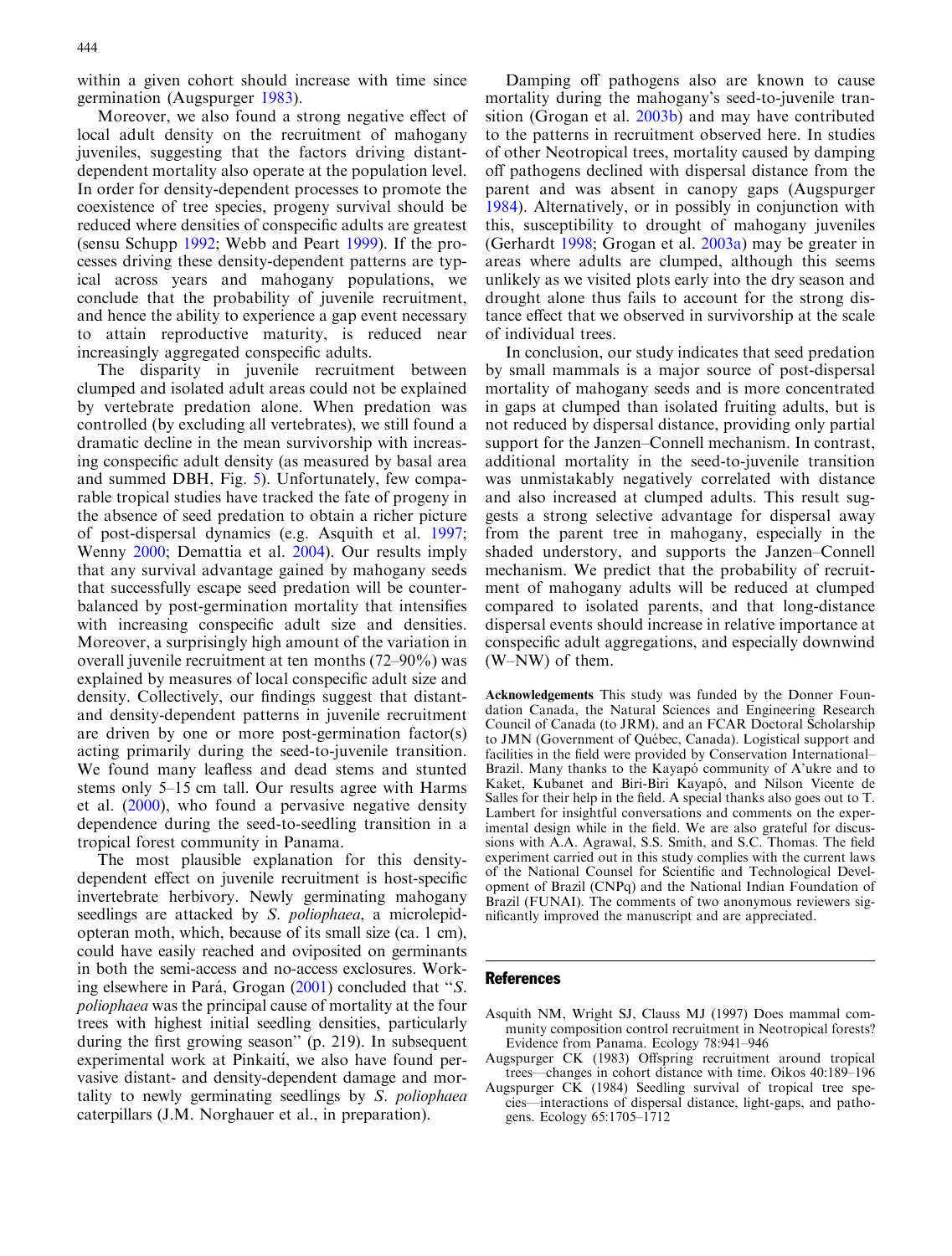within a given cohort should increase with time since germination (Augspurger 1983).

Moreover, we also found a strong negative effect of local adult density on the recruitment of mahogany juveniles, suggesting that the factors driving distant-dependent mortality also operate at the population level. In order for density-dependent processes to promote the coexistence of tree species, progeny survival should be reduced where densities of conspecific adults are greatest (sensu Schupp 1992; Webb and Peart 1999). If the processes driving these density-dependent patterns are typical across years and mahogany populations, we conclude that the probability of juvenile recruitment, and hence the ability to experience a gap event necessary to attain reproductive maturity, is reduced near increasingly aggregated conspecific adults.

The disparity in juvenile recruitment between clumped and isolated adult areas could not be explained by vertebrate predation alone. When predation was controlled (by excluding all vertebrates), we still found a dramatic decline in the mean survivorship with increasing conspecific adult density (as measured by basal area and summed DBH, Fig. 5). Unfortunately, few comparable tropical studies have tracked the fate of progeny in the absence of seed predation to obtain a richer picture of post-dispersal dynamics (e.g. Asquith et al. 1997; Wenny 2000; Demattia et al. 2004). Our results imply that any survival advantage gained by mahogany seeds that successfully escape seed predation will be counterbalanced by post-germination mortality that intensifies with increasing conspecific adult size and densities. Moreover, a surprisingly high amount of the variation in overall juvenile recruitment at ten months (72–90%) was explained by measures of local conspecific adult size and density. Collectively, our findings suggest that distant- and density-dependent patterns in juvenile recruitment are driven by one or more post-germination factor(s) acting primarily during the seed-to-juvenile transition. We found many leafless and dead stems and stunted stems only 5–15 cm tall. Our results agree with Harms et al. (2000), who found a pervasive negative density dependence during the seed-to-seedling transition in a tropical forest community in Panama.

The most plausible explanation for this density-dependent effect on juvenile recruitment is host-specific invertebrate herbivory. Newly germinating mahogany seedlings are attacked by *S. poliophaea*, a microlepidopteran moth, which, because of its small size (ca. 1 cm), could have easily reached and oviposited on germinants in both the semi-access and no-access exclosures. Working elsewhere in Pará, Grogan (2001) concluded that "*S. poliophaea* was the principal cause of mortality at the four trees with highest initial seedling densities, particularly during the first growing season" (p. 219). In subsequent experimental work at Pinkaití, we also have found pervasive distant- and density-dependent damage and mortality to newly germinating seedlings by *S. poliophaea* caterpillars (J.M. Norghauer et al., in preparation).

Damping off pathogens also are known to cause mortality during the mahogany's seed-to-juvenile transition (Grogan et al. 2003b) and may have contributed to the patterns in recruitment observed here. In studies of other Neotropical trees, mortality caused by damping off pathogens declined with dispersal distance from the parent and was absent in canopy gaps (Augspurger 1984). Alternatively, or in possibly in conjunction with this, susceptibility to drought of mahogany juveniles (Gerhardt 1998; Grogan et al. 2003a) may be greater in areas where adults are clumped, although this seems unlikely as we visited plots early into the dry season and drought alone thus fails to account for the strong distance effect that we observed in survivorship at the scale of individual trees.

In conclusion, our study indicates that seed predation by small mammals is a major source of post-dispersal mortality of mahogany seeds and is more concentrated in gaps at clumped than isolated fruiting adults, but is not reduced by dispersal distance, providing only partial support for the Janzen–Connell mechanism. In contrast, additional mortality in the seed-to-juvenile transition was unmistakably negatively correlated with distance and also increased at clumped adults. This result suggests a strong selective advantage for dispersal away from the parent tree in mahogany, especially in the shaded understory, and supports the Janzen–Connell mechanism. We predict that the probability of recruitment of mahogany adults will be reduced at clumped compared to isolated parents, and that long-distance dispersal events should increase in relative importance at conspecific adult aggregations, and especially downwind (W–NW) of them.

**Acknowledgements** This study was funded by the Donner Foundation Canada, the Natural Sciences and Engineering Research Council of Canada (to JRM), and an FCAR Doctoral Scholarship to JMN (Government of Québec, Canada). Logistical support and facilities in the field were provided by Conservation International–Brazil. Many thanks to the Kayapó community of A'ukre and to Kaket, Kubanet and Biri-Biri Kayapó, and Nilson Vicente de Salles for their help in the field. A special thanks also goes out to T. Lambert for insightful conversations and comments on the experimental design while in the field. We are also grateful for discussions with A.A. Agrawal, S.S. Smith, and S.C. Thomas. The field experiment carried out in this study complies with the current laws of the National Counsel for Scientific and Technological Development of Brazil (CNPq) and the National Indian Foundation of Brazil (FUNAI). The comments of two anonymous reviewers significantly improved the manuscript and are appreciated.

## References

Asquith NM, Wright SJ, Clauss MJ (1997) Does mammal community composition control recruitment in Neotropical forests? Evidence from Panama. Ecology 78:941–946

Augspurger CK (1983) Offspring recruitment around tropical trees—changes in cohort distance with time. Oikos 40:189–196

Augspurger CK (1984) Seedling survival of tropical tree species—interactions of dispersal distance, light-gaps, and pathogens. Ecology 65:1705–1712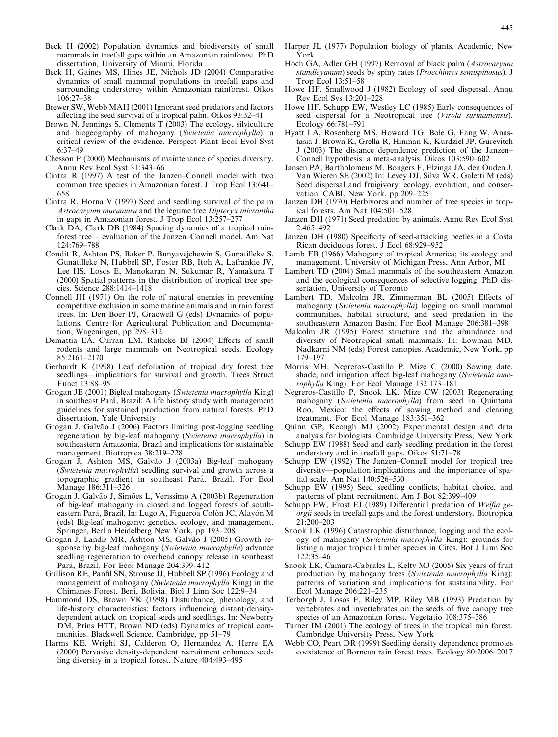Beck H (2002) Population dynamics and biodiversity of small mammals in treefall gaps within an Amazonian rainforest. PhD dissertation, University of Miami, Florida

Beck H, Gaines MS, Hines JE, Nichols JD (2004) Comparative dynamics of small mammal populations in treefall gaps and surrounding understorey within Amazonian rainforest. Oikos 106:27–38

Brewer SW, Webb MAH (2001) Ignorant seed predators and factors affecting the seed survival of a tropical palm. Oikos 93:32–41

Brown N, Jennings S, Clements T (2003) The ecology, silviculture and biogeography of mahogany (*Swietenia macrophylla*): a critical review of the evidence. Perspect Plant Ecol Evol Syst 6:37–49

Chesson P (2000) Mechanisms of maintenance of species diversity. Annu Rev Ecol Syst 31:343–66

Cintra R (1997) A test of the Janzen–Connell model with two common tree species in Amazonian forest. J Trop Ecol 13:641–658

Cintra R, Horna V (1997) Seed and seedling survival of the palm *Astrocaryum murumuru* and the legume tree *Dipteryx micrantha* in gaps in Amazonian forest. J Trop Ecol 13:257–277

Clark DA, Clark DB (1984) Spacing dynamics of a tropical rainforest tree— evaluation of the Janzen–Connell model. Am Nat 124:769–788

Condit R, Ashton PS, Baker P, Bunyavejchewin S, Gunatilleke S, Gunatilleke N, Hubbell SP, Foster RB, Itoh A, Lafrankie JV, Lee HS, Losos E, Manokaran N, Sukumar R, Yamakura T (2000) Spatial patterns in the distribution of tropical tree species. Science 288:1414–1418

Connell JH (1971) On the role of natural enemies in preventing competitive exclusion in some marine animals and in rain forest trees. In: Den Boer PJ, Gradwell G (eds) Dynamics of populations. Centre for Agricultural Publication and Documentation, Wageningen, pp 298–312

Demattia EA, Curran LM, Rathcke BJ (2004) Effects of small rodents and large mammals on Neotropical seeds. Ecology 85:2161–2170

Gerhardt K (1998) Leaf defoliation of tropical dry forest tree seedlings—implications for survival and growth. Trees Struct Funct 13:88–95

Grogan JE (2001) Bigleaf mahogany (*Swietenia macrophylla* King) in southeast Pará, Brazil: A life history study with management guidelines for sustained production from natural forests. PhD dissertation, Yale University

Grogan J, Galvão J (2006) Factors limiting post-logging seedling regeneration by big-leaf mahogany (*Swietenia macrophylla*) in southeastern Amazonia, Brazil and implications for sustainable management. Biotropica 38:219–228

Grogan J, Ashton MS, Galvão J (2003a) Big-leaf mahogany (*Swietenia macrophylla*) seedling survival and growth across a topographic gradient in southeast Pará, Brazil. For Ecol Manage 186:311–326

Grogan J, Galvão J, Simões L, Veríssimo A (2003b) Regeneration of big-leaf mahogany in closed and logged forests of southeastern Pará, Brazil. In: Lugo A, Figueroa Colón JC, Alayón M (eds) Big-leaf mahogany: genetics, ecology, and management. Springer, Berlin Heidelberg New York, pp 193–208

Grogan J, Landis MR, Ashton MS, Galvão J (2005) Growth response by big-leaf mahogany (*Swietenia macrophylla*) advance seedling regeneration to overhead canopy release in southeast Pará, Brazil. For Ecol Manage 204:399–412

Gullison RE, Panfil SN, Strouse JJ, Hubbell SP (1996) Ecology and management of mahogany (*Swietenia macrophylla* King) in the Chimanes Forest, Beni, Bolivia. Biol J Linn Soc 122:9–34

Hammond DS, Brown VK (1998) Disturbance, phenology, and life-history characteristics: factors influencing distant/density-dependent attack on tropical seeds and seedlings. In: Newberry DM, Prins HTT, Brown ND (eds) Dynamics of tropical communities. Blackwell Science, Cambridge, pp 51–79

Harms KE, Wright SJ, Calderon O, Hernandez A, Herre EA (2000) Pervasive density-dependent recruitment enhances seedling diversity in a tropical forest. Nature 404:493–495

Harper JL (1977) Population biology of plants. Academic, New York

Hoch GA, Adler GH (1997) Removal of black palm (*Astrocaryum standleyanum*) seeds by spiny rates (*Proechimys semispinosus*). J Trop Ecol 13:51–58

Howe HF, Smallwood J (1982) Ecology of seed dispersal. Annu Rev Ecol Sys 13:201–228

Howe HF, Schupp EW, Westley LC (1985) Early consequences of seed dispersal for a Neotropical tree (*Virola surinamensis*). Ecology 66:781–791

Hyatt LA, Rosenberg MS, Howard TG, Bole G, Fang W, Anastasia J, Brown K, Grella R, Hinman K, Kurdziel JP, Gurevitch J (2003) The distance dependence prediction of the Janzen–Connell hypothesis: a meta-analysis. Oikos 103:590–602

Jansen PA, Bartholomeus M, Bongers F, Elzinga JA, den Ouden J, Van Wieren SE (2002) In: Levey DJ, Silva WR, Galetti M (eds) Seed dispersal and fruigivory: ecology, evolution, and conservation. CABI, New York, pp 209–225

Janzen DH (1970) Herbivores and number of tree species in tropical forests. Am Nat 104:501–528

Janzen DH (1971) Seed predation by animals. Annu Rev Ecol Syst 2:465–492

Janzen DH (1980) Specificity of seed-attacking beetles in a Costa Rican deciduous forest. J Ecol 68:929–952

Lamb FB (1966) Mahogany of tropical America; its ecology and management. University of Michigan Press, Ann Arbor, MI

Lambert TD (2004) Small mammals of the southeastern Amazon and the ecological consequences of selective logging. PhD dissertation, University of Toronto

Lambert TD, Malcolm JR, Zimmerman BL (2005) Effects of mahogany (*Swietenia macrophylla*) logging on small mammal communities, habitat structure, and seed predation in the southeastern Amazon Basin. For Ecol Manage 206:381–398

Malcolm JR (1995) Forest structure and the abundance and diversity of Neotropical small mammals. In: Lowman MD, Nadkarni NM (eds) Forest canopies. Academic, New York, pp 179–197

Morris MH, Negreros-Castillo P, Mize C (2000) Sowing date, shade, and irrigation affect big-leaf mahogany (*Swietenia macrophylla* King). For Ecol Manage 132:173–181

Negreros-Castillo P, Snook LK, Mize CW (2003) Regenerating mahogany (*Swietenia macrophylla*) from seed in Quintana Roo, Mexico: the effects of sowing method and clearing treatment. For Ecol Manage 183:351–362

Quinn GP, Keough MJ (2002) Experimental design and data analysis for biologists. Cambridge University Press, New York

Schupp EW (1988) Seed and early seedling predation in the forest understory and in treefall gaps. Oikos 51:71–78

Schupp EW (1992) The Janzen–Connell model for tropical tree diversity—population implications and the importance of spatial scale. Am Nat 140:526–530

Schupp EW (1995) Seed seedling conflicts, habitat choice, and patterns of plant recruitment. Am J Bot 82:399–409

Schupp EW, Frost EJ (1989) Differential predation of *Welfia georgii* seeds in treefall gaps and the forest understory. Biotropica 21:200–203

Snook LK (1996) Catastrophic disturbance, logging and the ecology of mahogany (*Swietenia macrophylla* King): grounds for listing a major tropical timber species in Cites. Bot J Linn Soc 122:35–46

Snook LK, Camara-Cabrales L, Kelty MJ (2005) Six years of fruit production by mahogany trees (*Swietenia macrophylla* King): patterns of variation and implications for sustainability. For Ecol Manage 206:221–235

Terborgh J, Losos E, Riley MP, Riley MB (1993) Predation by vertebrates and invertebrates on the seeds of five canopy tree species of an Amazonian forest. Vegetatio 108:375–386

Turner IM (2001) The ecology of trees in the tropical rain forest. Cambridge University Press, New York

Webb CO, Peart DR (1999) Seedling density dependence promotes coexistence of Bornean rain forest trees. Ecology 80:2006–2017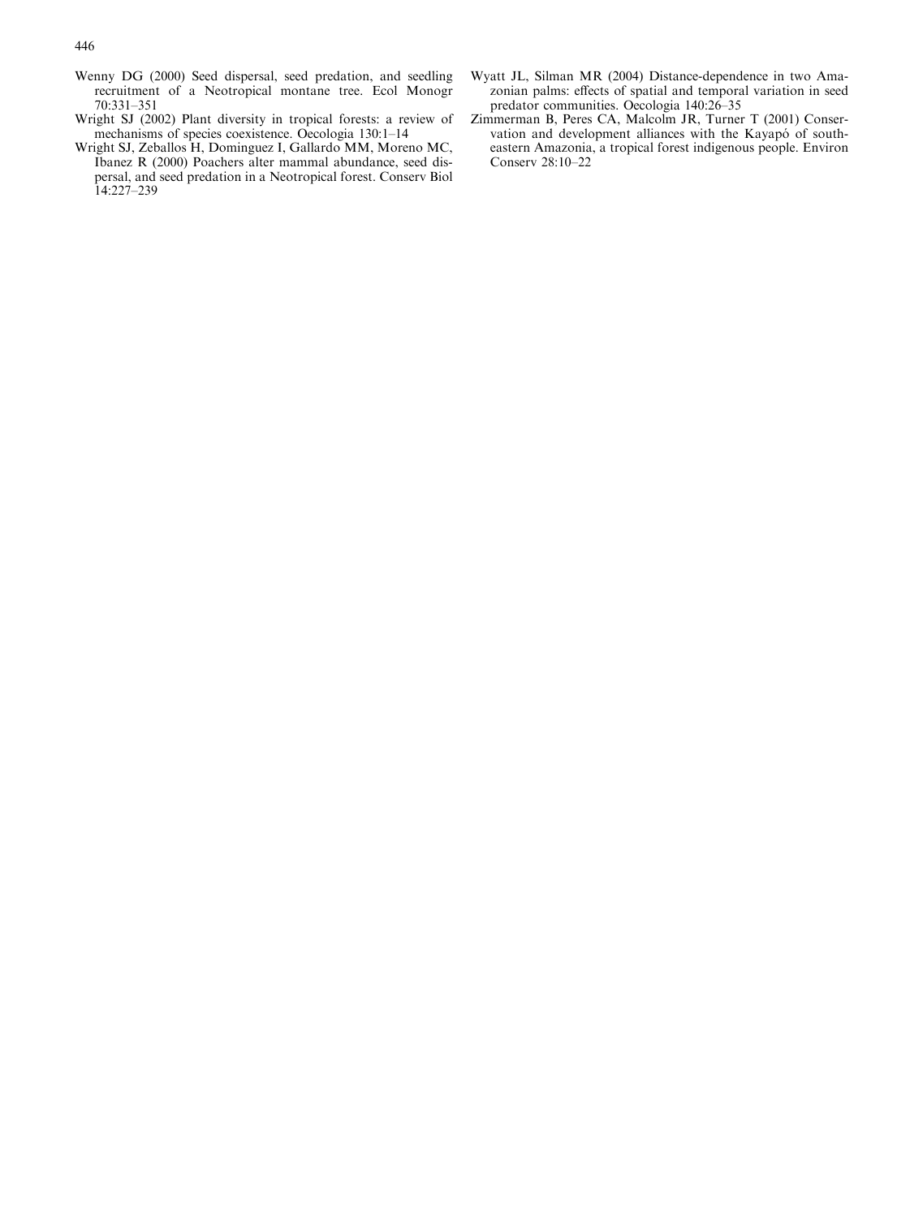Wenny DG (2000) Seed dispersal, seed predation, and seedling recruitment of a Neotropical montane tree. Ecol Monogr 70:331–351

Wright SJ (2002) Plant diversity in tropical forests: a review of mechanisms of species coexistence. Oecologia 130:1–14

Wright SJ, Zeballos H, Dominguez I, Gallardo MM, Moreno MC, Ibanez R (2000) Poachers alter mammal abundance, seed dispersal, and seed predation in a Neotropical forest. Conserv Biol 14:227–239

Wyatt JL, Silman MR (2004) Distance-dependence in two Amazonian palms: effects of spatial and temporal variation in seed predator communities. Oecologia 140:26–35

Zimmerman B, Peres CA, Malcolm JR, Turner T (2001) Conservation and development alliances with the Kayapó of south-eastern Amazonia, a tropical forest indigenous people. Environ Conserv 28:10–22